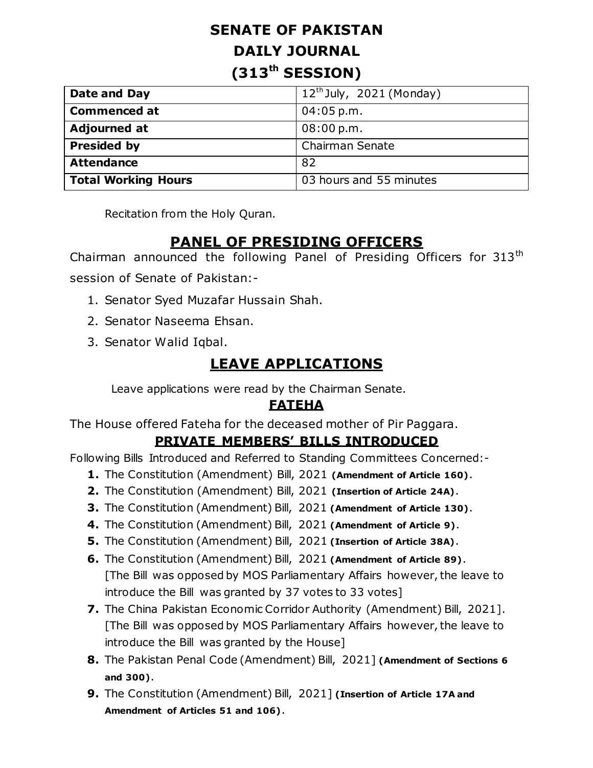# SENATE OF PAKISTAN
# DAILY JOURNAL
# (313th SESSION)

| **Date and Day** | 12th July, 2021 (Monday) |
|---|---|
| **Commenced at** | 04:05 p.m. |
| **Adjourned at** | 08:00 p.m. |
| **Presided by** | Chairman Senate |
| **Attendance** | 82 |
| **Total Working Hours** | 03 hours and 55 minutes |

Recitation from the Holy Quran.

## PANEL OF PRESIDING OFFICERS

Chairman announced the following Panel of Presiding Officers for 313th session of Senate of Pakistan:-

1. Senator Syed Muzafar Hussain Shah.
2. Senator Naseema Ehsan.
3. Senator Walid Iqbal.

## LEAVE APPLICATIONS

Leave applications were read by the Chairman Senate.

## FATEHA

The House offered Fateha for the deceased mother of Pir Paggara.

## PRIVATE MEMBERS' BILLS INTRODUCED

Following Bills Introduced and Referred to Standing Committees Concerned:-

1. The Constitution (Amendment) Bill, 2021 **(Amendment of Article 160)**.
2. The Constitution (Amendment) Bill, 2021 **(Insertion of Article 24A)**.
3. The Constitution (Amendment) Bill, 2021 **(Amendment of Article 130)**.
4. The Constitution (Amendment) Bill, 2021 **(Amendment of Article 9)**.
5. The Constitution (Amendment) Bill, 2021 **(Insertion of Article 38A)**.
6. The Constitution (Amendment) Bill, 2021 **(Amendment of Article 89)**.
   [The Bill was opposed by MOS Parliamentary Affairs however, the leave to introduce the Bill was granted by 37 votes to 33 votes]
7. The China Pakistan Economic Corridor Authority (Amendment) Bill, 2021].
   [The Bill was opposed by MOS Parliamentary Affairs however, the leave to introduce the Bill was granted by the House]
8. The Pakistan Penal Code (Amendment) Bill, 2021] **(Amendment of Sections 6 and 300)**.
9. The Constitution (Amendment) Bill, 2021] **(Insertion of Article 17A and Amendment of Articles 51 and 106)**.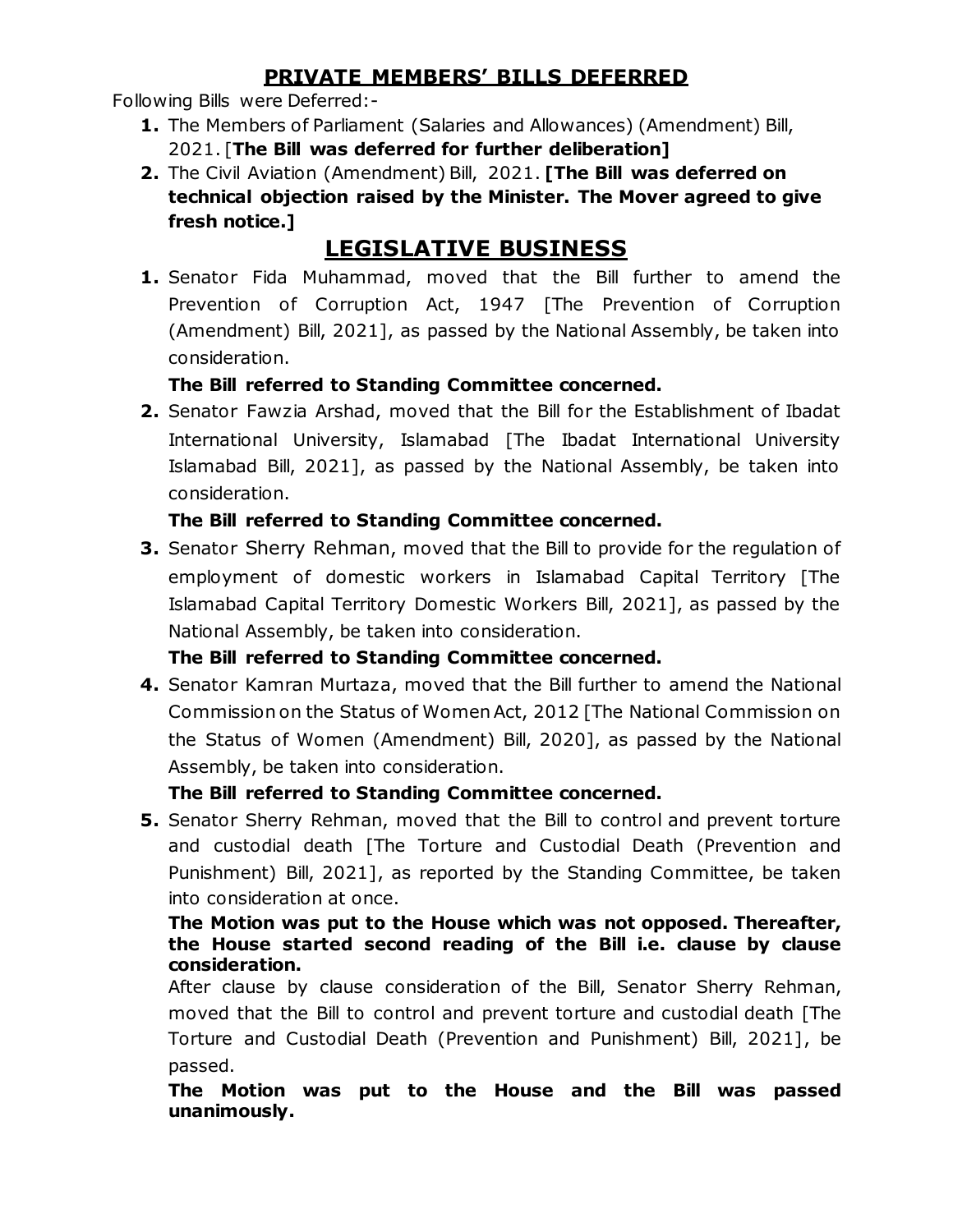## PRIVATE MEMBERS' BILLS DEFERRED

Following Bills were Deferred:-

1. The Members of Parliament (Salaries and Allowances) (Amendment) Bill, 2021. [**The Bill was deferred for further deliberation]**
2. The Civil Aviation (Amendment) Bill, 2021. **[The Bill was deferred on technical objection raised by the Minister. The Mover agreed to give fresh notice.]**

## LEGISLATIVE BUSINESS

1. Senator Fida Muhammad, moved that the Bill further to amend the Prevention of Corruption Act, 1947 [The Prevention of Corruption (Amendment) Bill, 2021], as passed by the National Assembly, be taken into consideration.

   **The Bill referred to Standing Committee concerned.**

2. Senator Fawzia Arshad, moved that the Bill for the Establishment of Ibadat International University, Islamabad [The Ibadat International University Islamabad Bill, 2021], as passed by the National Assembly, be taken into consideration.

   **The Bill referred to Standing Committee concerned.**

3. Senator Sherry Rehman, moved that the Bill to provide for the regulation of employment of domestic workers in Islamabad Capital Territory [The Islamabad Capital Territory Domestic Workers Bill, 2021], as passed by the National Assembly, be taken into consideration.

   **The Bill referred to Standing Committee concerned.**

4. Senator Kamran Murtaza, moved that the Bill further to amend the National Commission on the Status of Women Act, 2012 [The National Commission on the Status of Women (Amendment) Bill, 2020], as passed by the National Assembly, be taken into consideration.

   **The Bill referred to Standing Committee concerned.**

5. Senator Sherry Rehman, moved that the Bill to control and prevent torture and custodial death [The Torture and Custodial Death (Prevention and Punishment) Bill, 2021], as reported by the Standing Committee, be taken into consideration at once.

   **The Motion was put to the House which was not opposed. Thereafter, the House started second reading of the Bill i.e. clause by clause consideration.**

   After clause by clause consideration of the Bill, Senator Sherry Rehman, moved that the Bill to control and prevent torture and custodial death [The Torture and Custodial Death (Prevention and Punishment) Bill, 2021], be passed.

   **The Motion was put to the House and the Bill was passed unanimously.**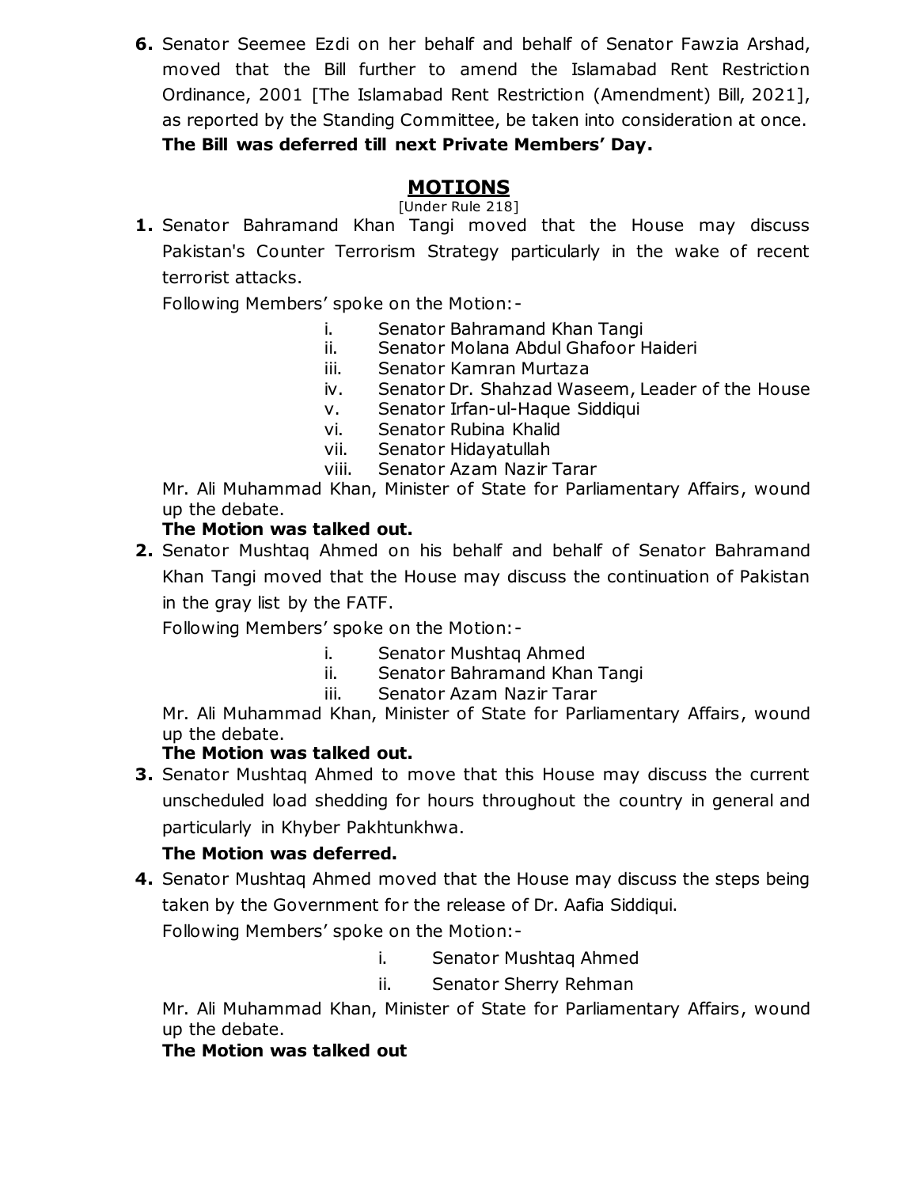**6.** Senator Seemee Ezdi on her behalf and behalf of Senator Fawzia Arshad, moved that the Bill further to amend the Islamabad Rent Restriction Ordinance, 2001 [The Islamabad Rent Restriction (Amendment) Bill, 2021], as reported by the Standing Committee, be taken into consideration at once.
**The Bill was deferred till next Private Members' Day.**

## MOTIONS

[Under Rule 218]

**1.** Senator Bahramand Khan Tangi moved that the House may discuss Pakistan's Counter Terrorism Strategy particularly in the wake of recent terrorist attacks.

Following Members' spoke on the Motion:-

i. Senator Bahramand Khan Tangi
ii. Senator Molana Abdul Ghafoor Haideri
iii. Senator Kamran Murtaza
iv. Senator Dr. Shahzad Waseem, Leader of the House
v. Senator Irfan-ul-Haque Siddiqui
vi. Senator Rubina Khalid
vii. Senator Hidayatullah
viii. Senator Azam Nazir Tarar

Mr. Ali Muhammad Khan, Minister of State for Parliamentary Affairs, wound up the debate.
**The Motion was talked out.**

**2.** Senator Mushtaq Ahmed on his behalf and behalf of Senator Bahramand Khan Tangi moved that the House may discuss the continuation of Pakistan in the gray list by the FATF.

Following Members' spoke on the Motion:-

i. Senator Mushtaq Ahmed
ii. Senator Bahramand Khan Tangi
iii. Senator Azam Nazir Tarar

Mr. Ali Muhammad Khan, Minister of State for Parliamentary Affairs, wound up the debate.
**The Motion was talked out.**

**3.** Senator Mushtaq Ahmed to move that this House may discuss the current unscheduled load shedding for hours throughout the country in general and particularly in Khyber Pakhtunkhwa.
**The Motion was deferred.**

**4.** Senator Mushtaq Ahmed moved that the House may discuss the steps being taken by the Government for the release of Dr. Aafia Siddiqui.

Following Members' spoke on the Motion:-

i. Senator Mushtaq Ahmed
ii. Senator Sherry Rehman

Mr. Ali Muhammad Khan, Minister of State for Parliamentary Affairs, wound up the debate.
**The Motion was talked out**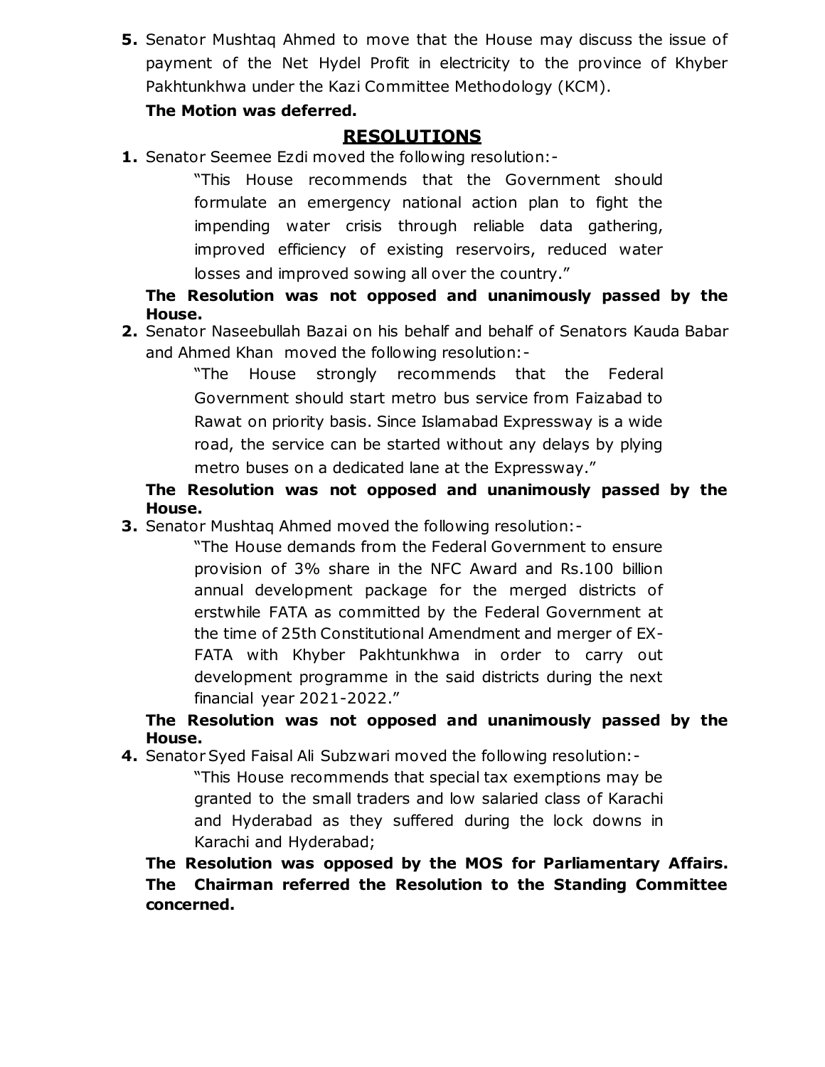**5.** Senator Mushtaq Ahmed to move that the House may discuss the issue of payment of the Net Hydel Profit in electricity to the province of Khyber Pakhtunkhwa under the Kazi Committee Methodology (KCM).

**The Motion was deferred.**

## RESOLUTIONS

**1.** Senator Seemee Ezdi moved the following resolution:-

> "This House recommends that the Government should formulate an emergency national action plan to fight the impending water crisis through reliable data gathering, improved efficiency of existing reservoirs, reduced water losses and improved sowing all over the country."

**The Resolution was not opposed and unanimously passed by the House.**

**2.** Senator Naseebullah Bazai on his behalf and behalf of Senators Kauda Babar and Ahmed Khan moved the following resolution:-

> "The House strongly recommends that the Federal Government should start metro bus service from Faizabad to Rawat on priority basis. Since Islamabad Expressway is a wide road, the service can be started without any delays by plying metro buses on a dedicated lane at the Expressway."

**The Resolution was not opposed and unanimously passed by the House.**

**3.** Senator Mushtaq Ahmed moved the following resolution:-

> "The House demands from the Federal Government to ensure provision of 3% share in the NFC Award and Rs.100 billion annual development package for the merged districts of erstwhile FATA as committed by the Federal Government at the time of 25th Constitutional Amendment and merger of EX-FATA with Khyber Pakhtunkhwa in order to carry out development programme in the said districts during the next financial year 2021-2022."

**The Resolution was not opposed and unanimously passed by the House.**

**4.** Senator Syed Faisal Ali Subzwari moved the following resolution:-

> "This House recommends that special tax exemptions may be granted to the small traders and low salaried class of Karachi and Hyderabad as they suffered during the lock downs in Karachi and Hyderabad;

**The Resolution was opposed by the MOS for Parliamentary Affairs. The Chairman referred the Resolution to the Standing Committee concerned.**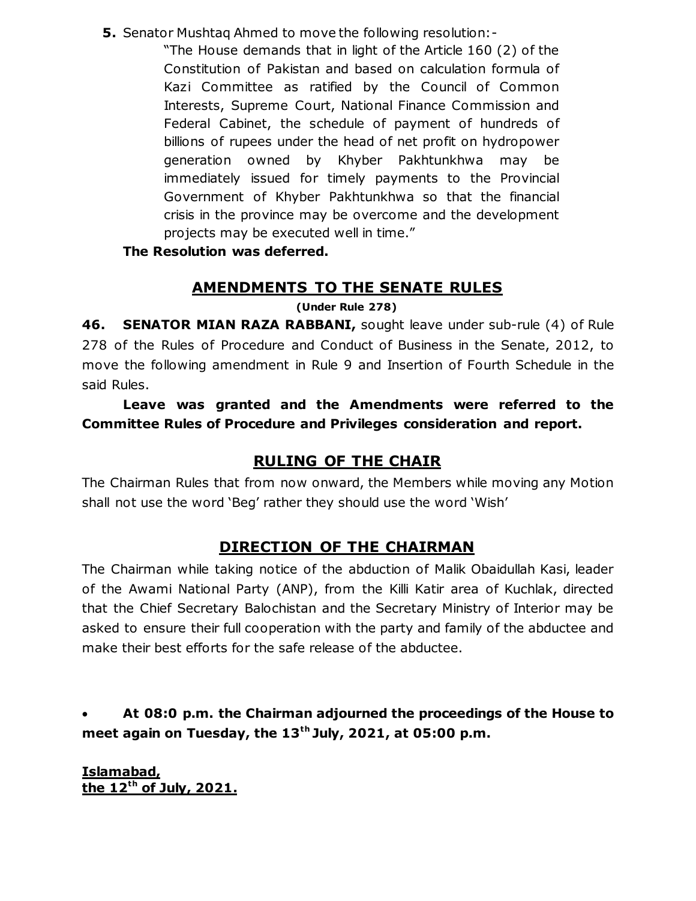**5.** Senator Mushtaq Ahmed to move the following resolution:-

> "The House demands that in light of the Article 160 (2) of the Constitution of Pakistan and based on calculation formula of Kazi Committee as ratified by the Council of Common Interests, Supreme Court, National Finance Commission and Federal Cabinet, the schedule of payment of hundreds of billions of rupees under the head of net profit on hydropower generation owned by Khyber Pakhtunkhwa may be immediately issued for timely payments to the Provincial Government of Khyber Pakhtunkhwa so that the financial crisis in the province may be overcome and the development projects may be executed well in time."

**The Resolution was deferred.**

## AMENDMENTS TO THE SENATE RULES

**(Under Rule 278)**

**46. SENATOR MIAN RAZA RABBANI,** sought leave under sub-rule (4) of Rule 278 of the Rules of Procedure and Conduct of Business in the Senate, 2012, to move the following amendment in Rule 9 and Insertion of Fourth Schedule in the said Rules.

**Leave was granted and the Amendments were referred to the Committee Rules of Procedure and Privileges consideration and report.**

## RULING OF THE CHAIR

The Chairman Rules that from now onward, the Members while moving any Motion shall not use the word 'Beg' rather they should use the word 'Wish'

## DIRECTION OF THE CHAIRMAN

The Chairman while taking notice of the abduction of Malik Obaidullah Kasi, leader of the Awami National Party (ANP), from the Killi Katir area of Kuchlak, directed that the Chief Secretary Balochistan and the Secretary Ministry of Interior may be asked to ensure their full cooperation with the party and family of the abductee and make their best efforts for the safe release of the abductee.

- **At 08:0 p.m. the Chairman adjourned the proceedings of the House to meet again on Tuesday, the 13th July, 2021, at 05:00 p.m.**

**Islamabad,**
**the 12th of July, 2021.**